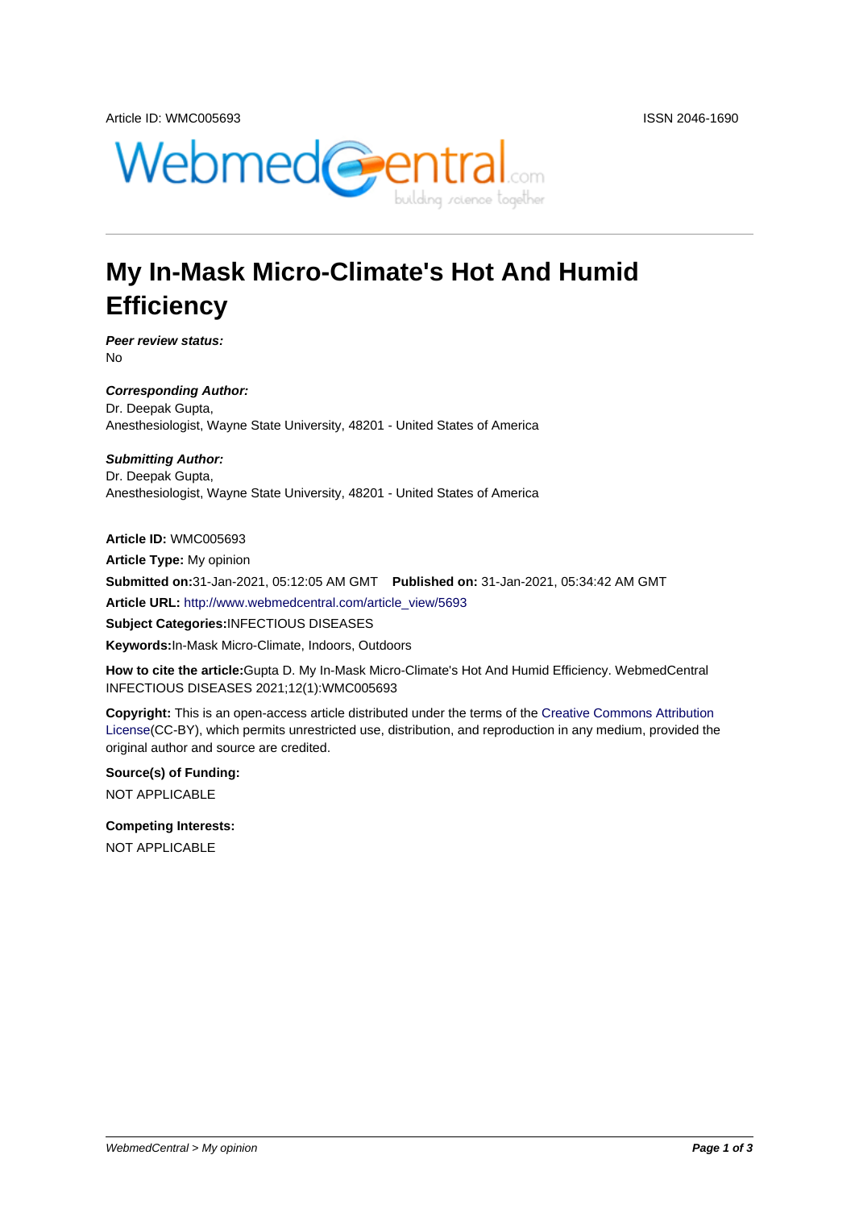Article ID: WMC005693 ISSN 2046-1690

# My In-Mask Micro-Climate's Hot And Humid Efficiency

***Peer review status:***
No

***Corresponding Author:***
Dr. Deepak Gupta,
Anesthesiologist, Wayne State University, 48201 - United States of America

***Submitting Author:***
Dr. Deepak Gupta,
Anesthesiologist, Wayne State University, 48201 - United States of America

**Article ID:** WMC005693

**Article Type:** My opinion

**Submitted on:**31-Jan-2021, 05:12:05 AM GMT **Published on:** 31-Jan-2021, 05:34:42 AM GMT

**Article URL:** http://www.webmedcentral.com/article_view/5693

**Subject Categories:**INFECTIOUS DISEASES

**Keywords:**In-Mask Micro-Climate, Indoors, Outdoors

**How to cite the article:**Gupta D. My In-Mask Micro-Climate's Hot And Humid Efficiency. WebmedCentral INFECTIOUS DISEASES 2021;12(1):WMC005693

**Copyright:** This is an open-access article distributed under the terms of the Creative Commons Attribution License(CC-BY), which permits unrestricted use, distribution, and reproduction in any medium, provided the original author and source are credited.

**Source(s) of Funding:**

NOT APPLICABLE

**Competing Interests:**

NOT APPLICABLE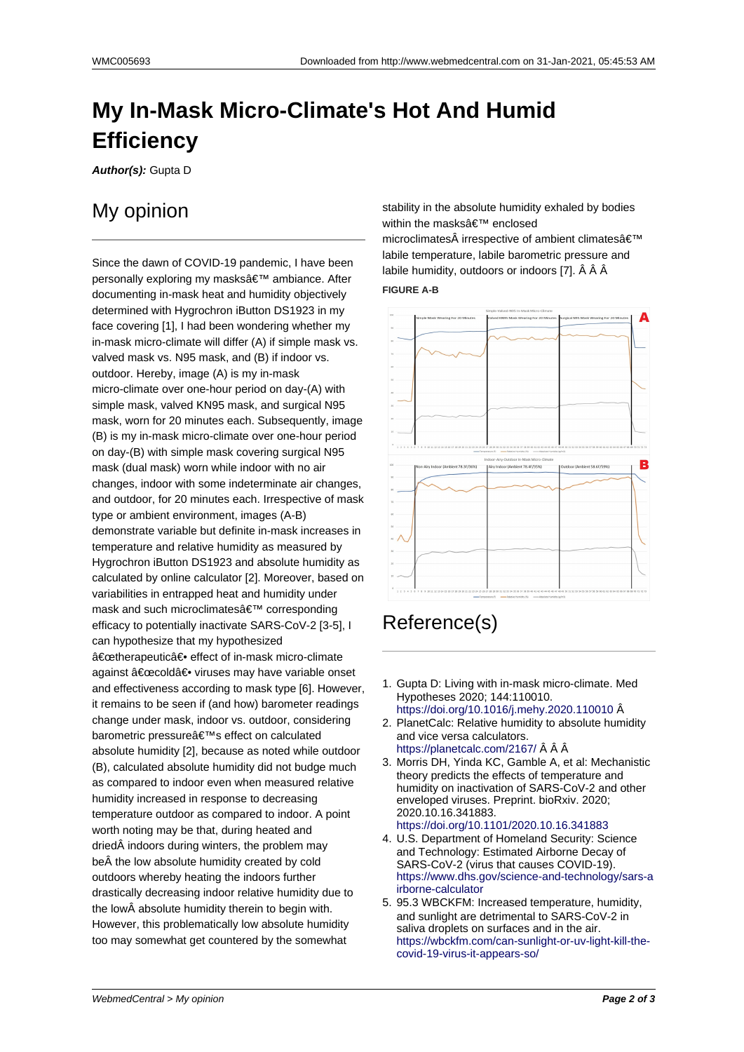# My In-Mask Micro-Climate's Hot And Humid Efficiency

**Author(s):** Gupta D

## My opinion

Since the dawn of COVID-19 pandemic, I have been personally exploring my masksâ€™ ambiance. After documenting in-mask heat and humidity objectively determined with Hygrochron iButton DS1923 in my face covering [1], I had been wondering whether my in-mask micro-climate will differ (A) if simple mask vs. valved mask vs. N95 mask, and (B) if indoor vs. outdoor. Hereby, image (A) is my in-mask micro-climate over one-hour period on day-(A) with simple mask, valved KN95 mask, and surgical N95 mask, worn for 20 minutes each. Subsequently, image (B) is my in-mask micro-climate over one-hour period on day-(B) with simple mask covering surgical N95 mask (dual mask) worn while indoor with no air changes, indoor with some indeterminate air changes, and outdoor, for 20 minutes each. Irrespective of mask type or ambient environment, images (A-B) demonstrate variable but definite in-mask increases in temperature and relative humidity as measured by Hygrochron iButton DS1923 and absolute humidity as calculated by online calculator [2]. Moreover, based on variabilities in entrapped heat and humidity under mask and such microclimatesâ€™ corresponding efficacy to potentially inactivate SARS-CoV-2 [3-5], I can hypothesize that my hypothesized â€œtherapeuticâ€• effect of in-mask micro-climate against â€œcoldâ€• viruses may have variable onset and effectiveness according to mask type [6]. However, it remains to be seen if (and how) barometer readings change under mask, indoor vs. outdoor, considering barometric pressureâ€™s effect on calculated absolute humidity [2], because as noted while outdoor (B), calculated absolute humidity did not budge much as compared to indoor even when measured relative humidity increased in response to decreasing temperature outdoor as compared to indoor. A point worth noting may be that, during heated and driedÂ indoors during winters, the problem may beÂ the low absolute humidity created by cold outdoors whereby heating the indoors further drastically decreasing indoor relative humidity due to the lowÂ absolute humidity therein to begin with. However, this problematically low absolute humidity too may somewhat get countered by the somewhat stability in the absolute humidity exhaled by bodies within the masksâ€™ enclosed microclimatesÂ irrespective of ambient climatesâ€™ labile temperature, labile barometric pressure and labile humidity, outdoors or indoors [7]. Â Â Â

**FIGURE A-B**

## Reference(s)

1. Gupta D: Living with in-mask micro-climate. Med Hypotheses 2020; 144:110010. https://doi.org/10.1016/j.mehy.2020.110010 Â
2. PlanetCalc: Relative humidity to absolute humidity and vice versa calculators. https://planetcalc.com/2167/ Â Â Â
3. Morris DH, Yinda KC, Gamble A, et al: Mechanistic theory predicts the effects of temperature and humidity on inactivation of SARS-CoV-2 and other enveloped viruses. Preprint. bioRxiv. 2020; 2020.10.16.341883. https://doi.org/10.1101/2020.10.16.341883
4. U.S. Department of Homeland Security: Science and Technology: Estimated Airborne Decay of SARS-CoV-2 (virus that causes COVID-19). https://www.dhs.gov/science-and-technology/sars-airborne-calculator
5. 95.3 WBCKFM: Increased temperature, humidity, and sunlight are detrimental to SARS-CoV-2 in saliva droplets on surfaces and in the air. https://wbckfm.com/can-sunlight-or-uv-light-kill-the-covid-19-virus-it-appears-so/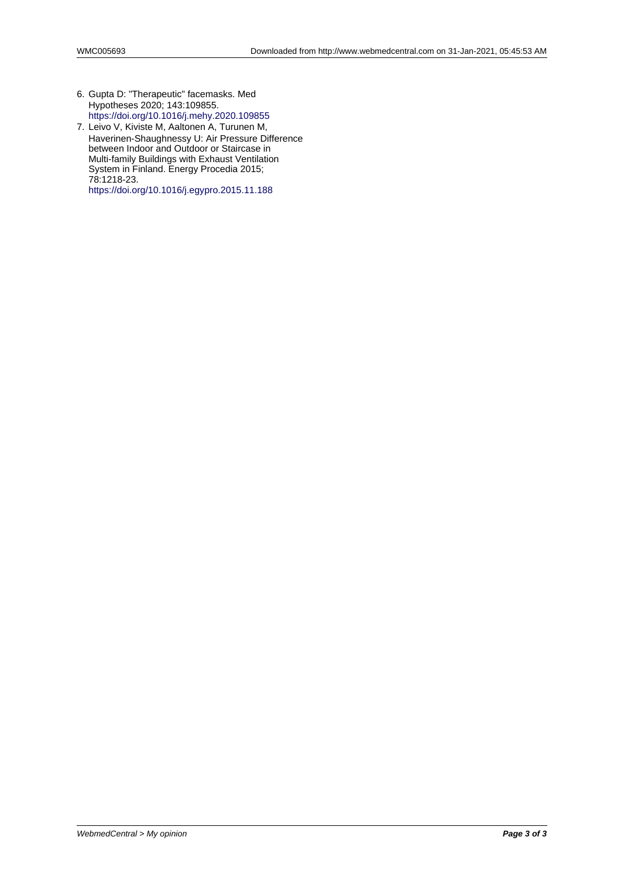6. Gupta D: "Therapeutic" facemasks. Med Hypotheses 2020; 143:109855. https://doi.org/10.1016/j.mehy.2020.109855
7. Leivo V, Kiviste M, Aaltonen A, Turunen M, Haverinen-Shaughnessy U: Air Pressure Difference between Indoor and Outdoor or Staircase in Multi-family Buildings with Exhaust Ventilation System in Finland. Energy Procedia 2015; 78:1218-23. https://doi.org/10.1016/j.egypro.2015.11.188